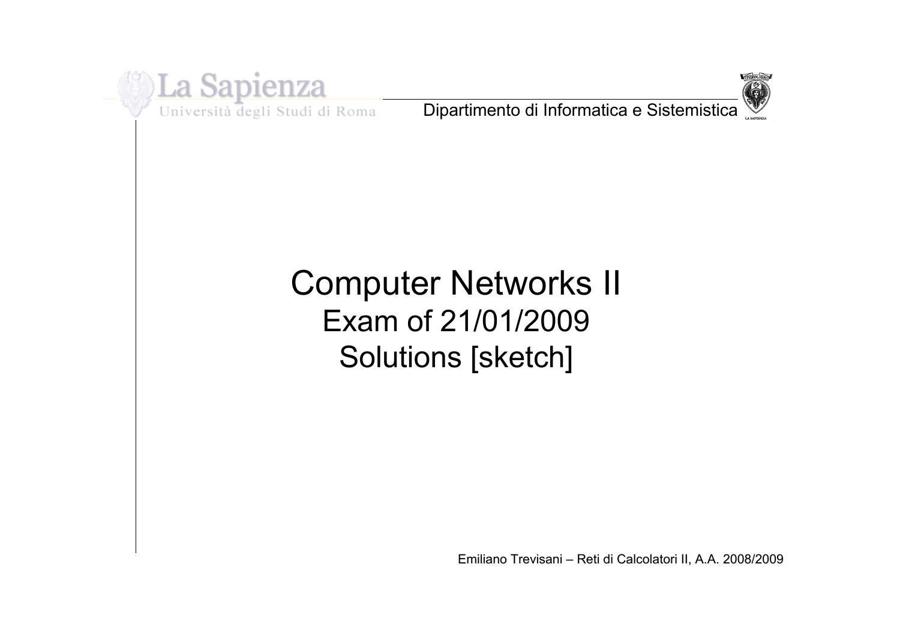# Computer Networks II

## Exam of 21/01/2009

## Solutions [sketch]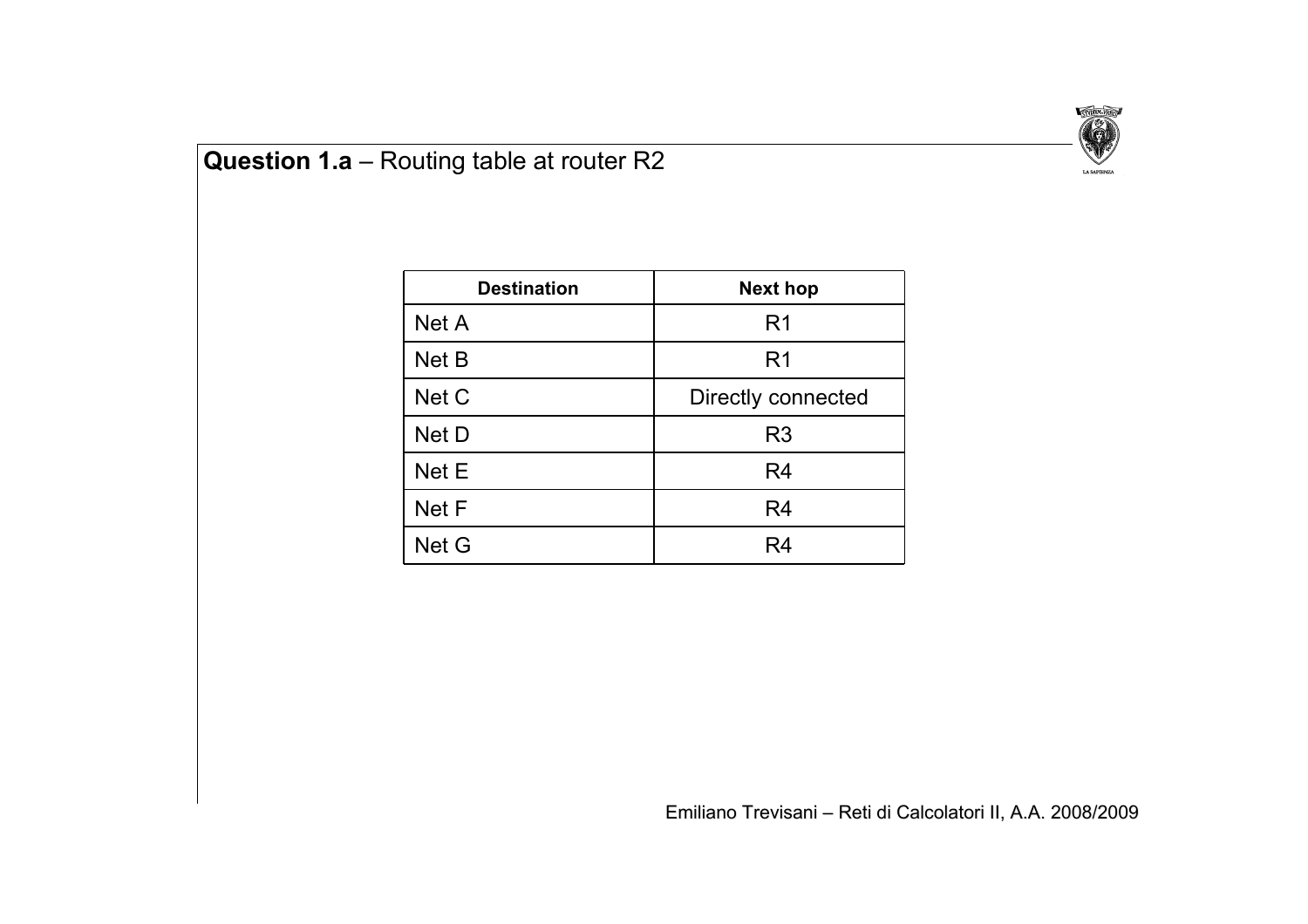## **Question 1.a** – Routing table at router R2

| **Destination** | **Next hop** |
|---|---|
| Net A | R1 |
| Net B | R1 |
| Net C | Directly connected |
| Net D | R3 |
| Net E | R4 |
| Net F | R4 |
| Net G | R4 |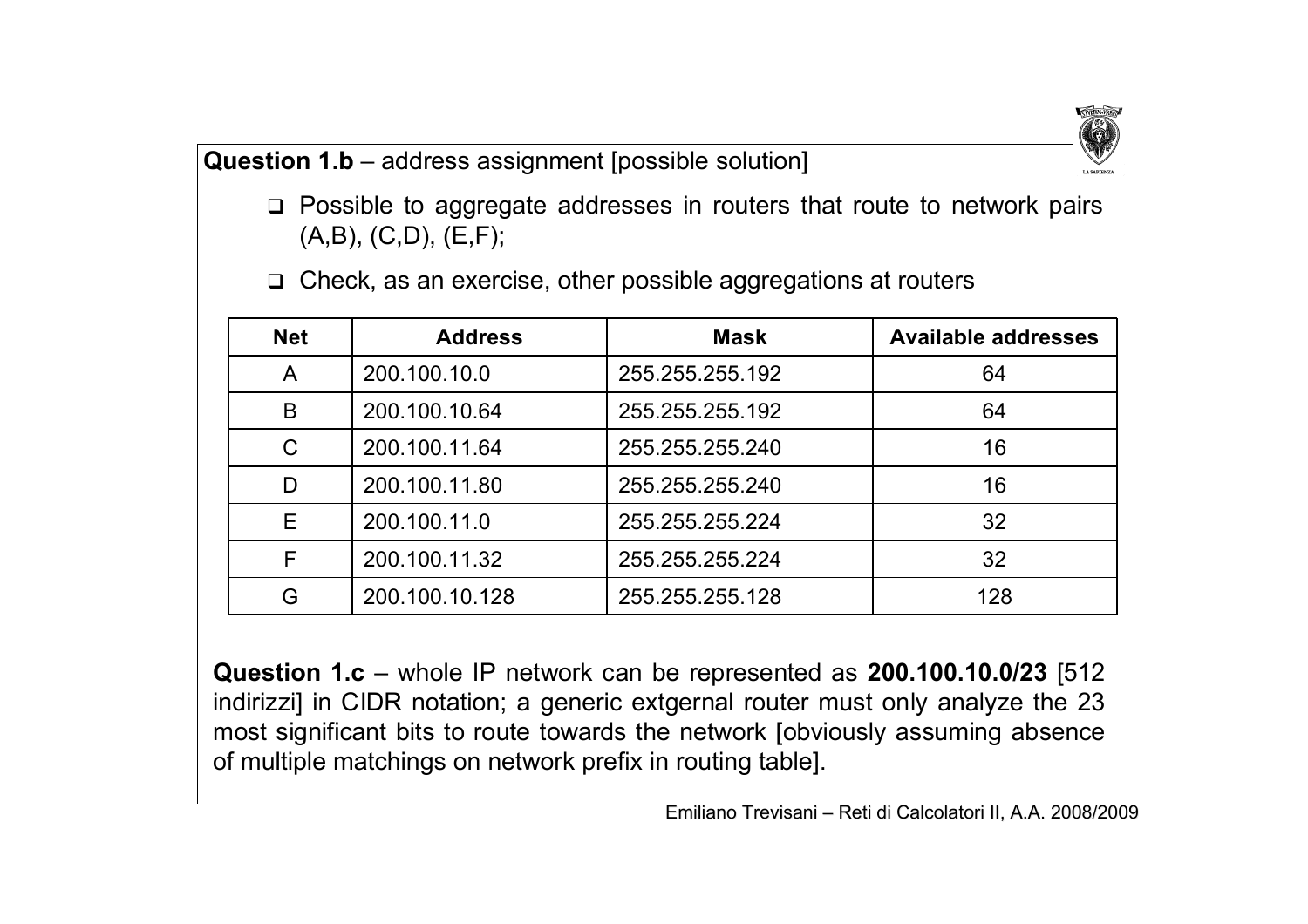**Question 1.b** – address assignment [possible solution]

- Possible to aggregate addresses in routers that route to network pairs (A,B), (C,D), (E,F);
- Check, as an exercise, other possible aggregations at routers

| Net | Address | Mask | Available addresses |
|---|---|---|---|
| A | 200.100.10.0 | 255.255.255.192 | 64 |
| B | 200.100.10.64 | 255.255.255.192 | 64 |
| C | 200.100.11.64 | 255.255.255.240 | 16 |
| D | 200.100.11.80 | 255.255.255.240 | 16 |
| E | 200.100.11.0 | 255.255.255.224 | 32 |
| F | 200.100.11.32 | 255.255.255.224 | 32 |
| G | 200.100.10.128 | 255.255.255.128 | 128 |

**Question 1.c** – whole IP network can be represented as **200.100.10.0/23** [512 indirizzi] in CIDR notation; a generic extgernal router must only analyze the 23 most significant bits to route towards the network [obviously assuming absence of multiple matchings on network prefix in routing table].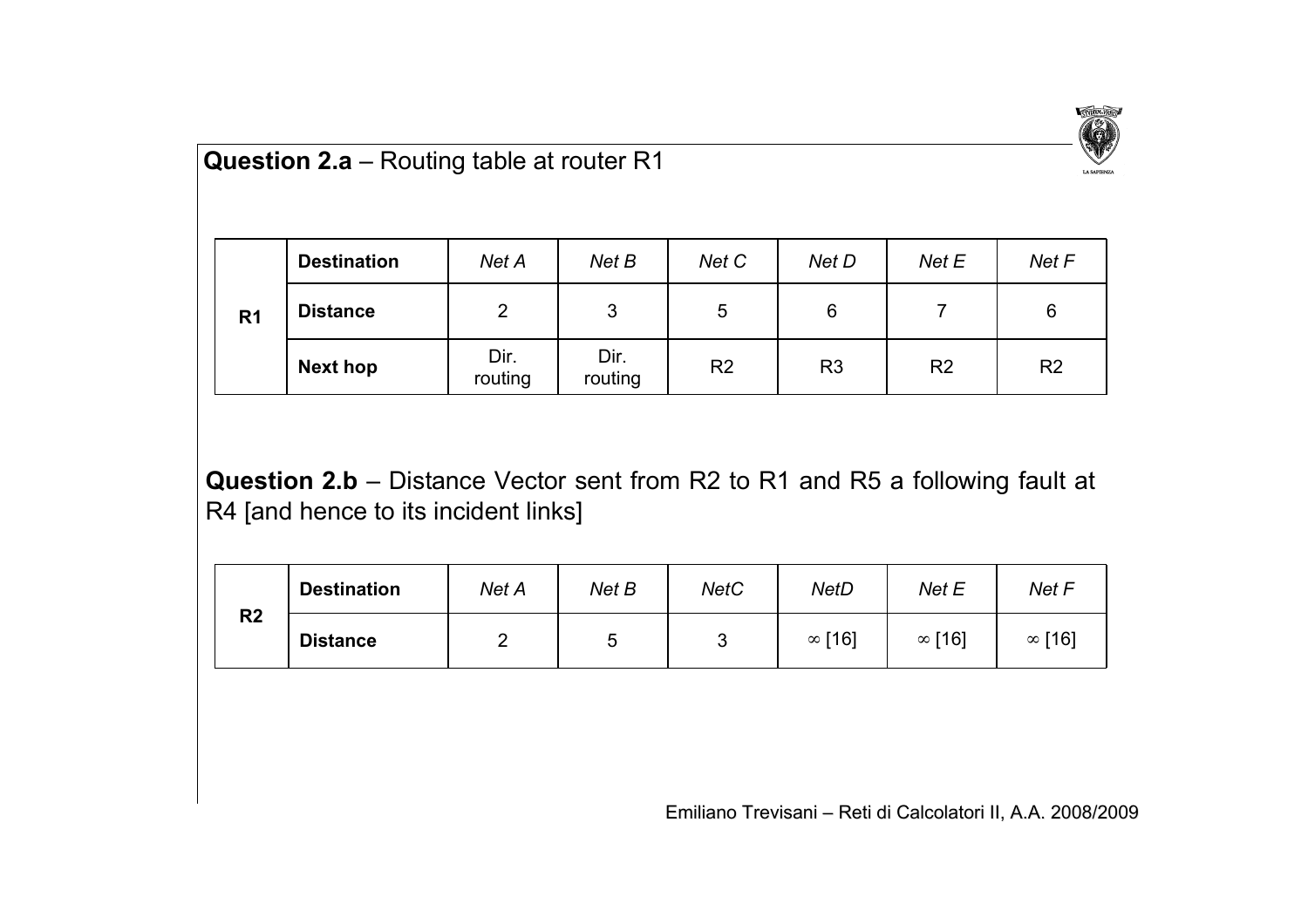**Question 2.a** – Routing table at router R1

| R1 | Destination | *Net A* | *Net B* | *Net C* | *Net D* | *Net E* | *Net F* |
|---|---|---|---|---|---|---|---|
| | **Distance** | 2 | 3 | 5 | 6 | 7 | 6 |
| | **Next hop** | Dir. routing | Dir. routing | R2 | R3 | R2 | R2 |

**Question 2.b** – Distance Vector sent from R2 to R1 and R5 a following fault at R4 [and hence to its incident links]

| R2 | Destination | *Net A* | *Net B* | *NetC* | *NetD* | *Net E* | *Net F* |
|---|---|---|---|---|---|---|---|
| | **Distance** | 2 | 5 | 3 | $\infty$ [16] | $\infty$ [16] | $\infty$ [16] |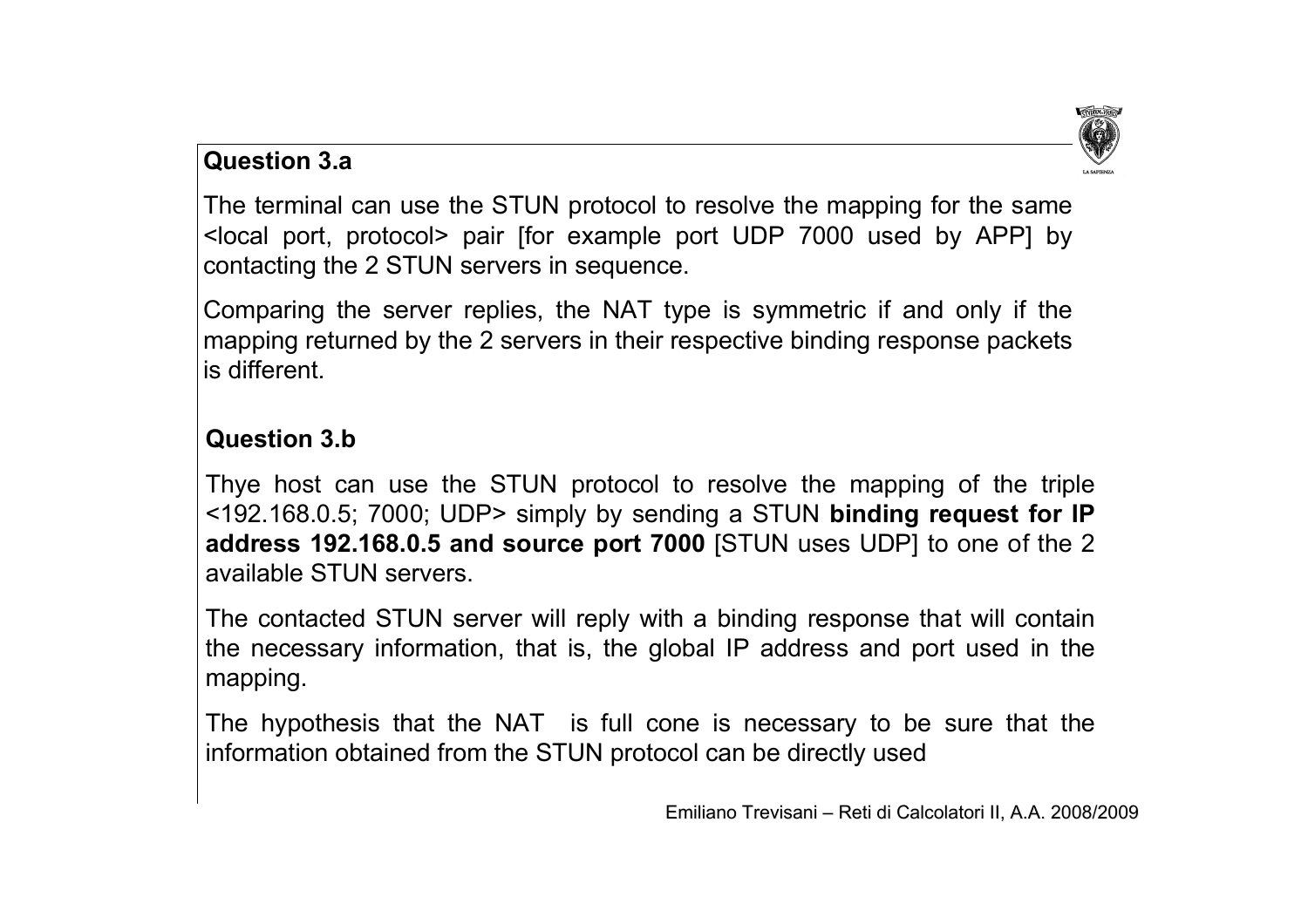**Question 3.a**

The terminal can use the STUN protocol to resolve the mapping for the same <local port, protocol> pair [for example port UDP 7000 used by APP] by contacting the 2 STUN servers in sequence.

Comparing the server replies, the NAT type is symmetric if and only if the mapping returned by the 2 servers in their respective binding response packets is different.

**Question 3.b**

Thye host can use the STUN protocol to resolve the mapping of the triple <192.168.0.5; 7000; UDP> simply by sending a STUN **binding request for IP address 192.168.0.5 and source port 7000** [STUN uses UDP] to one of the 2 available STUN servers.

The contacted STUN server will reply with a binding response that will contain the necessary information, that is, the global IP address and port used in the mapping.

The hypothesis that the NAT is full cone is necessary to be sure that the information obtained from the STUN protocol can be directly used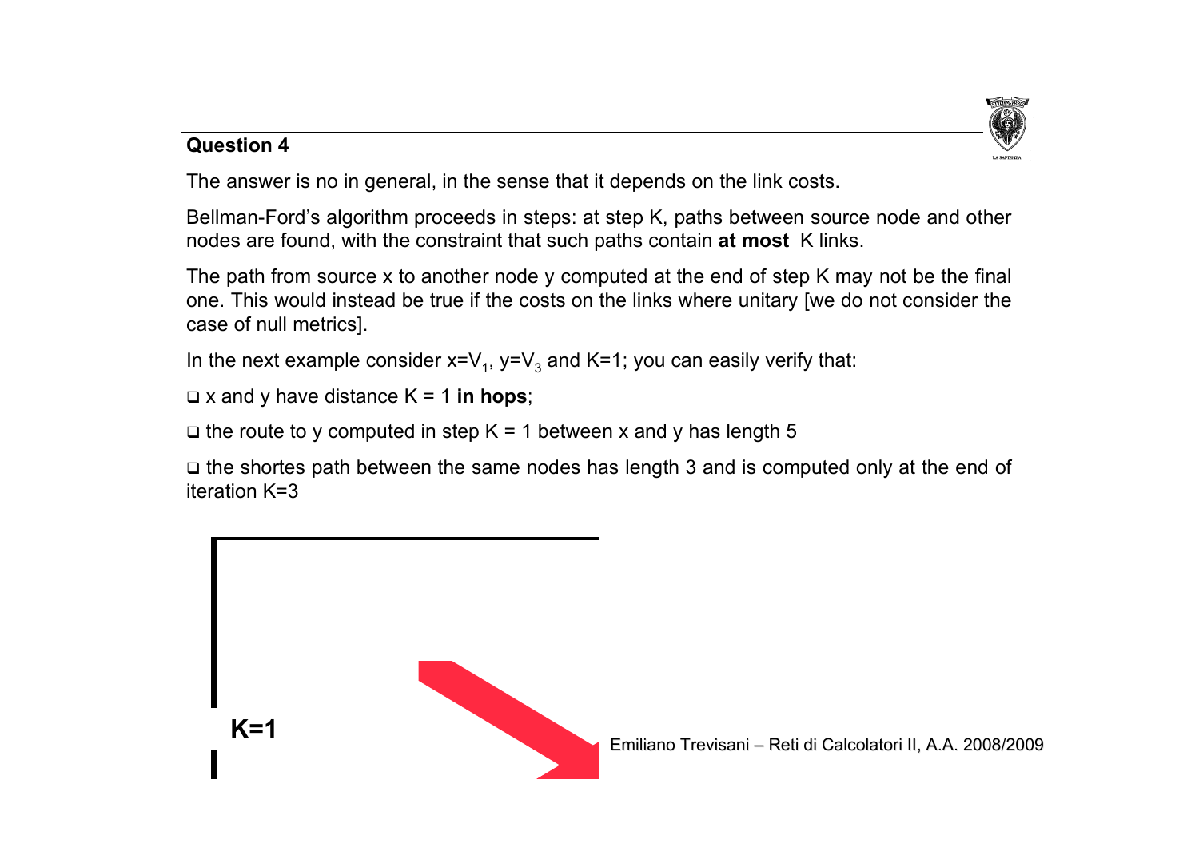**Question 4**

The answer is no in general, in the sense that it depends on the link costs.

Bellman-Ford's algorithm proceeds in steps: at step K, paths between source node and other nodes are found, with the constraint that such paths contain **at most** K links.

The path from source x to another node y computed at the end of step K may not be the final one. This would instead be true if the costs on the links where unitary [we do not consider the case of null metrics].

In the next example consider x=$V_1$, y=$V_3$ and K=1; you can easily verify that:

- x and y have distance K = 1 **in hops**;
- the route to y computed in step K = 1 between x and y has length 5
- the shortes path between the same nodes has length 3 and is computed only at the end of iteration K=3

**K=1**